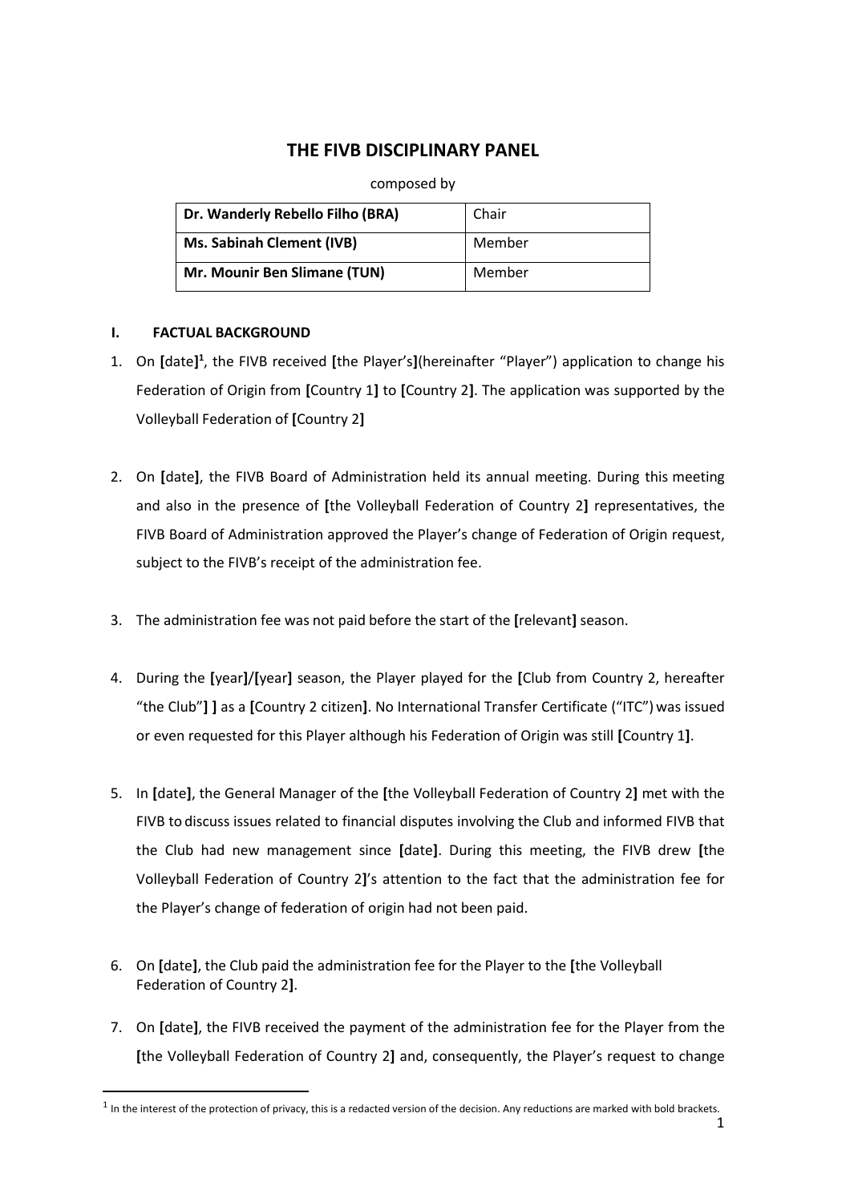# THE FIVB DISCIPLINARY PANEL

composed by

| Dr. Wanderly Rebello Filho (BRA) | Chair |
|---|---|
| Ms. Sabinah Clement (IVB) | Member |
| Mr. Mounir Ben Slimane (TUN) | Member |

## I. FACTUAL BACKGROUND

1. On **[**date**]**[1], the FIVB received **[**the Player's**]**(hereinafter "Player") application to change his Federation of Origin from **[**Country 1**]** to **[**Country 2**]**. The application was supported by the Volleyball Federation of **[**Country 2**]**

2. On **[**date**]**, the FIVB Board of Administration held its annual meeting. During this meeting and also in the presence of **[**the Volleyball Federation of Country 2**]** representatives, the FIVB Board of Administration approved the Player's change of Federation of Origin request, subject to the FIVB's receipt of the administration fee.

3. The administration fee was not paid before the start of the **[**relevant**]** season.

4. During the **[**year**]**/**[**year**]** season, the Player played for the **[**Club from Country 2, hereafter "the Club"**] ]** as a **[**Country 2 citizen**]**. No International Transfer Certificate ("ITC") was issued or even requested for this Player although his Federation of Origin was still **[**Country 1**]**.

5. In **[**date**]**, the General Manager of the **[**the Volleyball Federation of Country 2**]** met with the FIVB to discuss issues related to financial disputes involving the Club and informed FIVB that the Club had new management since **[**date**]**. During this meeting, the FIVB drew **[**the Volleyball Federation of Country 2**]**'s attention to the fact that the administration fee for the Player's change of federation of origin had not been paid.

6. On **[**date**]**, the Club paid the administration fee for the Player to the **[**the Volleyball Federation of Country 2**]**.

7. On **[**date**]**, the FIVB received the payment of the administration fee for the Player from the **[**the Volleyball Federation of Country 2**]** and, consequently, the Player's request to change

[1] In the interest of the protection of privacy, this is a redacted version of the decision. Any reductions are marked with bold brackets.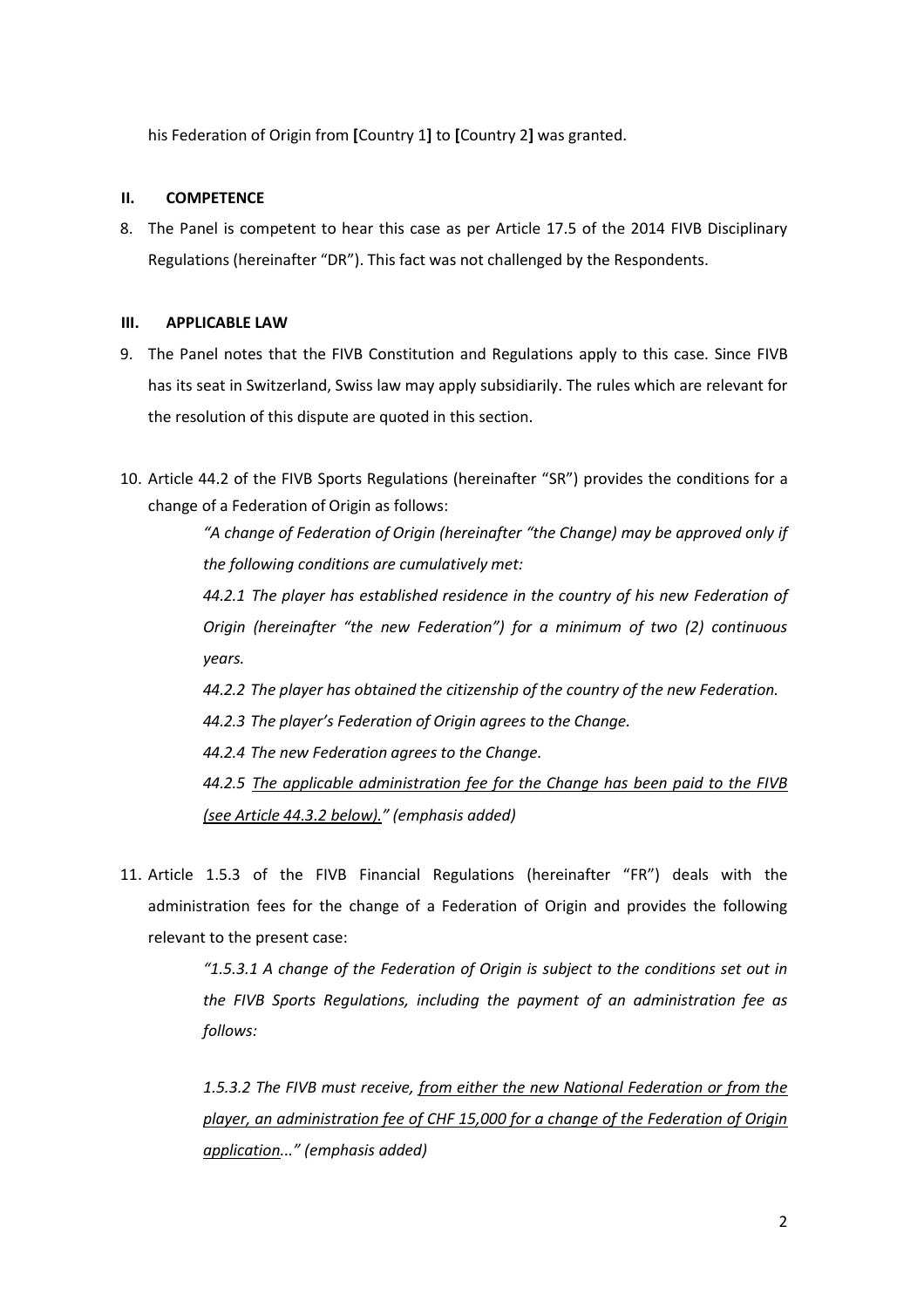his Federation of Origin from **[**Country 1**]** to **[**Country 2**]** was granted.

## II. COMPETENCE

8. The Panel is competent to hear this case as per Article 17.5 of the 2014 FIVB Disciplinary Regulations (hereinafter "DR"). This fact was not challenged by the Respondents.

## III. APPLICABLE LAW

9. The Panel notes that the FIVB Constitution and Regulations apply to this case. Since FIVB has its seat in Switzerland, Swiss law may apply subsidiarily. The rules which are relevant for the resolution of this dispute are quoted in this section.

10. Article 44.2 of the FIVB Sports Regulations (hereinafter "SR") provides the conditions for a change of a Federation of Origin as follows:

> *"A change of Federation of Origin (hereinafter "the Change) may be approved only if the following conditions are cumulatively met:*
>
> *44.2.1 The player has established residence in the country of his new Federation of Origin (hereinafter "the new Federation") for a minimum of two (2) continuous years.*
>
> *44.2.2 The player has obtained the citizenship of the country of the new Federation.*
>
> *44.2.3 The player's Federation of Origin agrees to the Change.*
>
> *44.2.4 The new Federation agrees to the Change.*
>
> *44.2.5 <u>The applicable administration fee for the Change has been paid to the FIVB (see Article 44.3.2 below).</u>" (emphasis added)*

11. Article 1.5.3 of the FIVB Financial Regulations (hereinafter "FR") deals with the administration fees for the change of a Federation of Origin and provides the following relevant to the present case:

> *"1.5.3.1 A change of the Federation of Origin is subject to the conditions set out in the FIVB Sports Regulations, including the payment of an administration fee as follows:*
>
> *1.5.3.2 The FIVB must receive, <u>from either the new National Federation or from the player, an administration fee of CHF 15,000 for a change of the Federation of Origin application</u>..." (emphasis added)*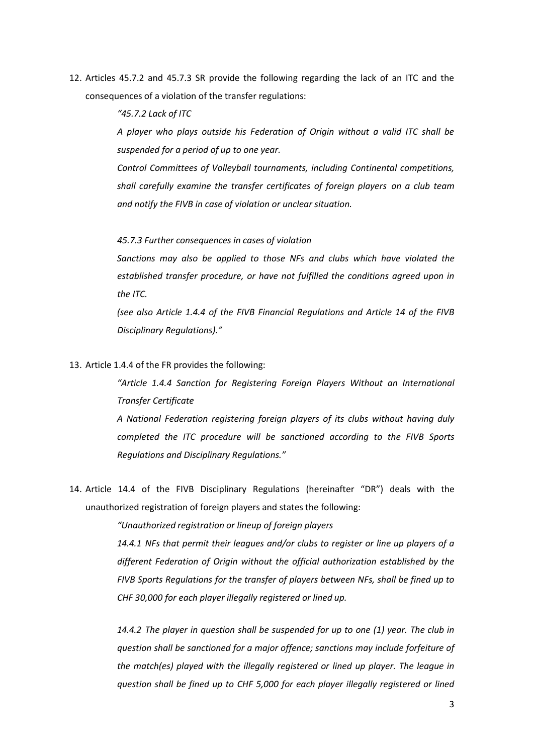12. Articles 45.7.2 and 45.7.3 SR provide the following regarding the lack of an ITC and the consequences of a violation of the transfer regulations:

    *"45.7.2 Lack of ITC*

    *A player who plays outside his Federation of Origin without a valid ITC shall be suspended for a period of up to one year.*

    *Control Committees of Volleyball tournaments, including Continental competitions, shall carefully examine the transfer certificates of foreign players on a club team and notify the FIVB in case of violation or unclear situation.*

    *45.7.3 Further consequences in cases of violation*

    *Sanctions may also be applied to those NFs and clubs which have violated the established transfer procedure, or have not fulfilled the conditions agreed upon in the ITC.*

    *(see also Article 1.4.4 of the FIVB Financial Regulations and Article 14 of the FIVB Disciplinary Regulations)."*

13. Article 1.4.4 of the FR provides the following:

    *"Article 1.4.4 Sanction for Registering Foreign Players Without an International Transfer Certificate*

    *A National Federation registering foreign players of its clubs without having duly completed the ITC procedure will be sanctioned according to the FIVB Sports Regulations and Disciplinary Regulations."*

14. Article 14.4 of the FIVB Disciplinary Regulations (hereinafter "DR") deals with the unauthorized registration of foreign players and states the following:

    *"Unauthorized registration or lineup of foreign players*

    *14.4.1 NFs that permit their leagues and/or clubs to register or line up players of a different Federation of Origin without the official authorization established by the FIVB Sports Regulations for the transfer of players between NFs, shall be fined up to CHF 30,000 for each player illegally registered or lined up.*

    *14.4.2 The player in question shall be suspended for up to one (1) year. The club in question shall be sanctioned for a major offence; sanctions may include forfeiture of the match(es) played with the illegally registered or lined up player. The league in question shall be fined up to CHF 5,000 for each player illegally registered or lined*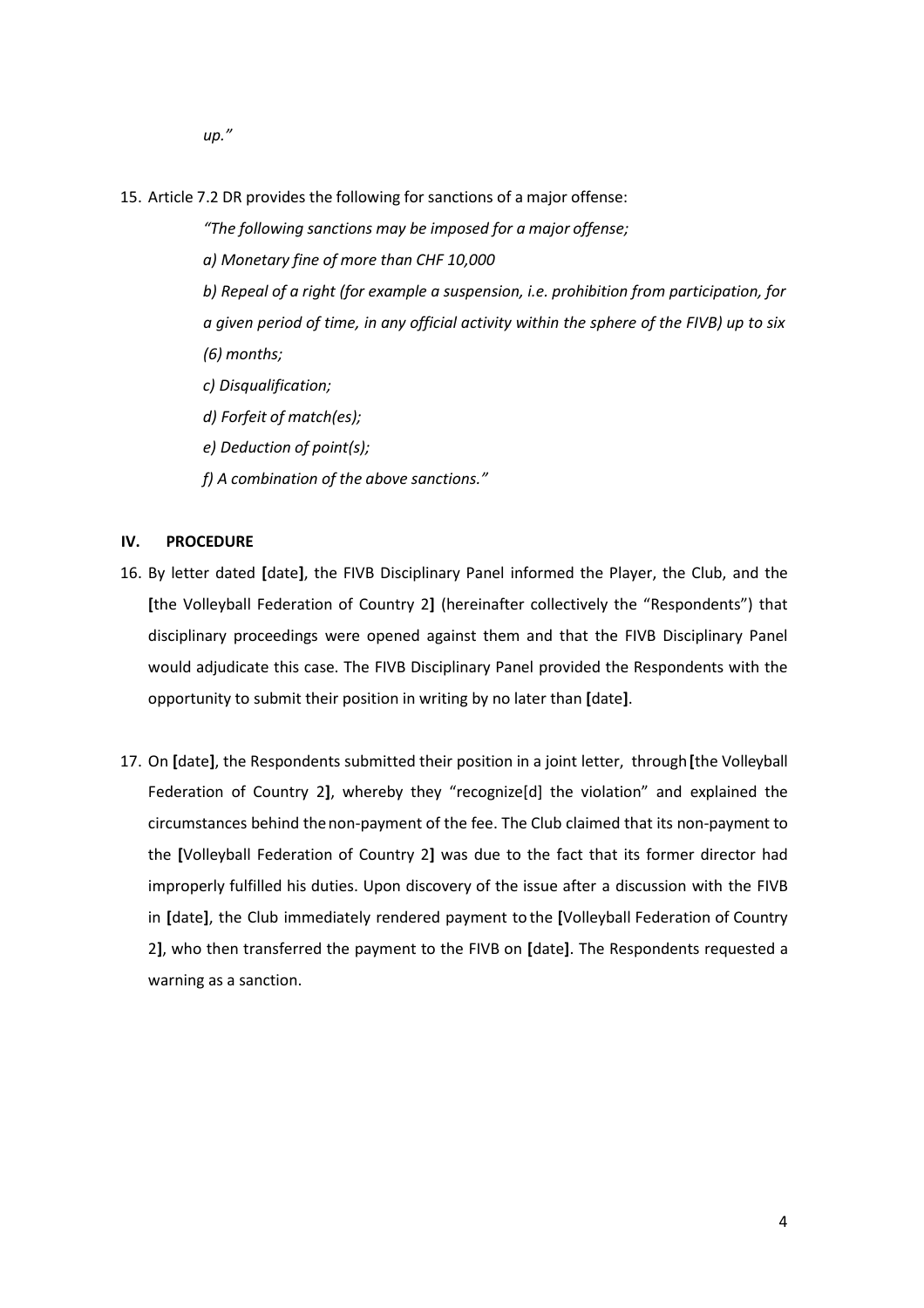*up."*

15. Article 7.2 DR provides the following for sanctions of a major offense:

    *"The following sanctions may be imposed for a major offense;*

    *a) Monetary fine of more than CHF 10,000*

    *b) Repeal of a right (for example a suspension, i.e. prohibition from participation, for a given period of time, in any official activity within the sphere of the FIVB) up to six (6) months;*

    *c) Disqualification;*

    *d) Forfeit of match(es);*

    *e) Deduction of point(s);*

    *f) A combination of the above sanctions."*

## IV. PROCEDURE

16. By letter dated **[**date**]**, the FIVB Disciplinary Panel informed the Player, the Club, and the **[**the Volleyball Federation of Country 2**]** (hereinafter collectively the "Respondents") that disciplinary proceedings were opened against them and that the FIVB Disciplinary Panel would adjudicate this case. The FIVB Disciplinary Panel provided the Respondents with the opportunity to submit their position in writing by no later than **[**date**]**.

17. On **[**date**]**, the Respondents submitted their position in a joint letter, through **[**the Volleyball Federation of Country 2**]**, whereby they "recognize[d] the violation" and explained the circumstances behind the non-payment of the fee. The Club claimed that its non-payment to the **[**Volleyball Federation of Country 2**]** was due to the fact that its former director had improperly fulfilled his duties. Upon discovery of the issue after a discussion with the FIVB in **[**date**]**, the Club immediately rendered payment to the **[**Volleyball Federation of Country 2**]**, who then transferred the payment to the FIVB on **[**date**]**. The Respondents requested a warning as a sanction.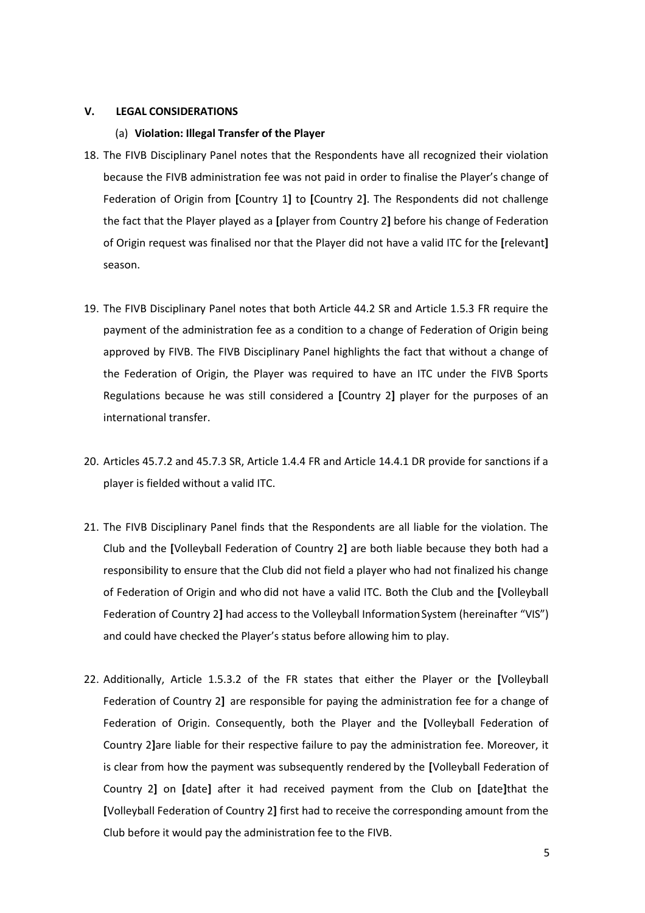## V. LEGAL CONSIDERATIONS

### (a) Violation: Illegal Transfer of the Player

18. The FIVB Disciplinary Panel notes that the Respondents have all recognized their violation because the FIVB administration fee was not paid in order to finalise the Player's change of Federation of Origin from [Country 1] to [Country 2]. The Respondents did not challenge the fact that the Player played as a [player from Country 2] before his change of Federation of Origin request was finalised nor that the Player did not have a valid ITC for the [relevant] season.

19. The FIVB Disciplinary Panel notes that both Article 44.2 SR and Article 1.5.3 FR require the payment of the administration fee as a condition to a change of Federation of Origin being approved by FIVB. The FIVB Disciplinary Panel highlights the fact that without a change of the Federation of Origin, the Player was required to have an ITC under the FIVB Sports Regulations because he was still considered a [Country 2] player for the purposes of an international transfer.

20. Articles 45.7.2 and 45.7.3 SR, Article 1.4.4 FR and Article 14.4.1 DR provide for sanctions if a player is fielded without a valid ITC.

21. The FIVB Disciplinary Panel finds that the Respondents are all liable for the violation. The Club and the [Volleyball Federation of Country 2] are both liable because they both had a responsibility to ensure that the Club did not field a player who had not finalized his change of Federation of Origin and who did not have a valid ITC. Both the Club and the [Volleyball Federation of Country 2] had access to the Volleyball Information System (hereinafter "VIS") and could have checked the Player's status before allowing him to play.

22. Additionally, Article 1.5.3.2 of the FR states that either the Player or the [Volleyball Federation of Country 2] are responsible for paying the administration fee for a change of Federation of Origin. Consequently, both the Player and the [Volleyball Federation of Country 2]are liable for their respective failure to pay the administration fee. Moreover, it is clear from how the payment was subsequently rendered by the [Volleyball Federation of Country 2] on [date] after it had received payment from the Club on [date]that the [Volleyball Federation of Country 2] first had to receive the corresponding amount from the Club before it would pay the administration fee to the FIVB.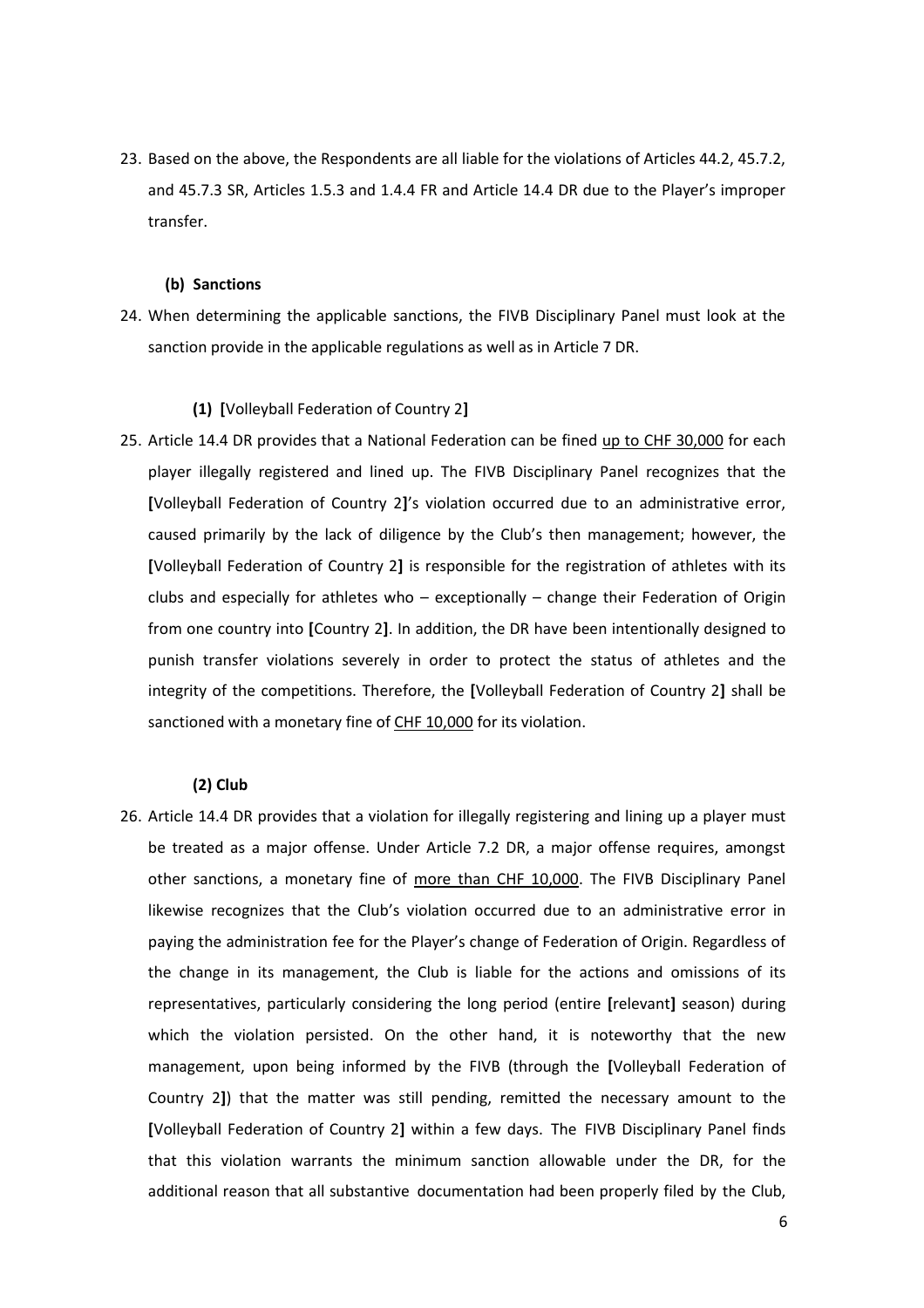23. Based on the above, the Respondents are all liable for the violations of Articles 44.2, 45.7.2, and 45.7.3 SR, Articles 1.5.3 and 1.4.4 FR and Article 14.4 DR due to the Player's improper transfer.

**(b) Sanctions**

24. When determining the applicable sanctions, the FIVB Disciplinary Panel must look at the sanction provide in the applicable regulations as well as in Article 7 DR.

**(1) [**Volleyball Federation of Country 2**]**

25. Article 14.4 DR provides that a National Federation can be fined up to CHF 30,000 for each player illegally registered and lined up. The FIVB Disciplinary Panel recognizes that the **[**Volleyball Federation of Country 2**]**'s violation occurred due to an administrative error, caused primarily by the lack of diligence by the Club's then management; however, the **[**Volleyball Federation of Country 2**]** is responsible for the registration of athletes with its clubs and especially for athletes who – exceptionally – change their Federation of Origin from one country into **[**Country 2**]**. In addition, the DR have been intentionally designed to punish transfer violations severely in order to protect the status of athletes and the integrity of the competitions. Therefore, the **[**Volleyball Federation of Country 2**]** shall be sanctioned with a monetary fine of CHF 10,000 for its violation.

**(2) Club**

26. Article 14.4 DR provides that a violation for illegally registering and lining up a player must be treated as a major offense. Under Article 7.2 DR, a major offense requires, amongst other sanctions, a monetary fine of more than CHF 10,000. The FIVB Disciplinary Panel likewise recognizes that the Club's violation occurred due to an administrative error in paying the administration fee for the Player's change of Federation of Origin. Regardless of the change in its management, the Club is liable for the actions and omissions of its representatives, particularly considering the long period (entire **[**relevant**]** season) during which the violation persisted. On the other hand, it is noteworthy that the new management, upon being informed by the FIVB (through the **[**Volleyball Federation of Country 2**]**) that the matter was still pending, remitted the necessary amount to the **[**Volleyball Federation of Country 2**]** within a few days. The FIVB Disciplinary Panel finds that this violation warrants the minimum sanction allowable under the DR, for the additional reason that all substantive documentation had been properly filed by the Club,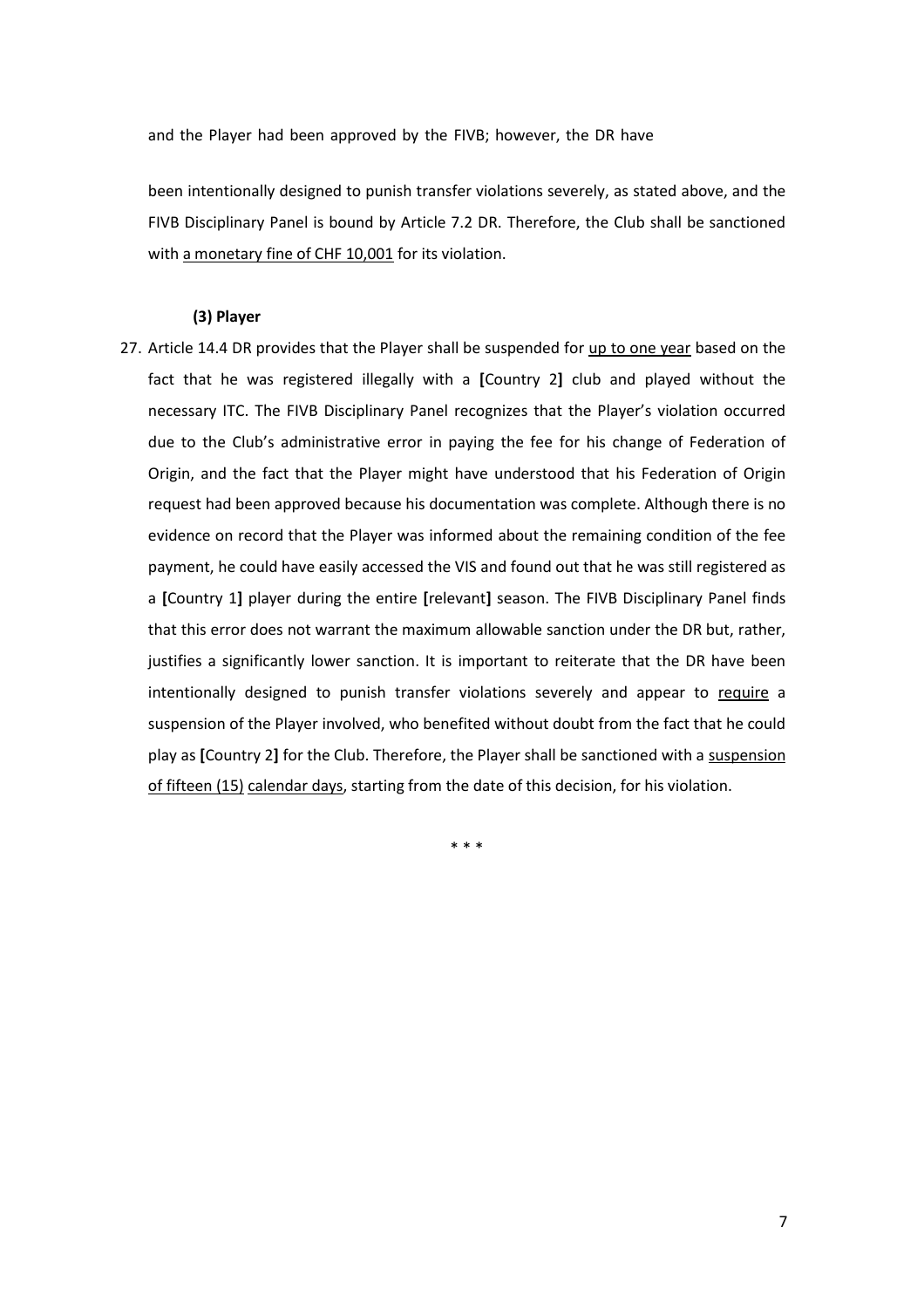and the Player had been approved by the FIVB; however, the DR have

been intentionally designed to punish transfer violations severely, as stated above, and the FIVB Disciplinary Panel is bound by Article 7.2 DR. Therefore, the Club shall be sanctioned with <u>a monetary fine of CHF 10,001</u> for its violation.

**(3) Player**

27. Article 14.4 DR provides that the Player shall be suspended for <u>up to one year</u> based on the fact that he was registered illegally with a **[**Country 2**]** club and played without the necessary ITC. The FIVB Disciplinary Panel recognizes that the Player's violation occurred due to the Club's administrative error in paying the fee for his change of Federation of Origin, and the fact that the Player might have understood that his Federation of Origin request had been approved because his documentation was complete. Although there is no evidence on record that the Player was informed about the remaining condition of the fee payment, he could have easily accessed the VIS and found out that he was still registered as a **[**Country 1**]** player during the entire **[**relevant**]** season. The FIVB Disciplinary Panel finds that this error does not warrant the maximum allowable sanction under the DR but, rather, justifies a significantly lower sanction. It is important to reiterate that the DR have been intentionally designed to punish transfer violations severely and appear to <u>require</u> a suspension of the Player involved, who benefited without doubt from the fact that he could play as **[**Country 2**]** for the Club. Therefore, the Player shall be sanctioned with a <u>suspension of fifteen (15) calendar days</u>, starting from the date of this decision, for his violation.

\* \* \*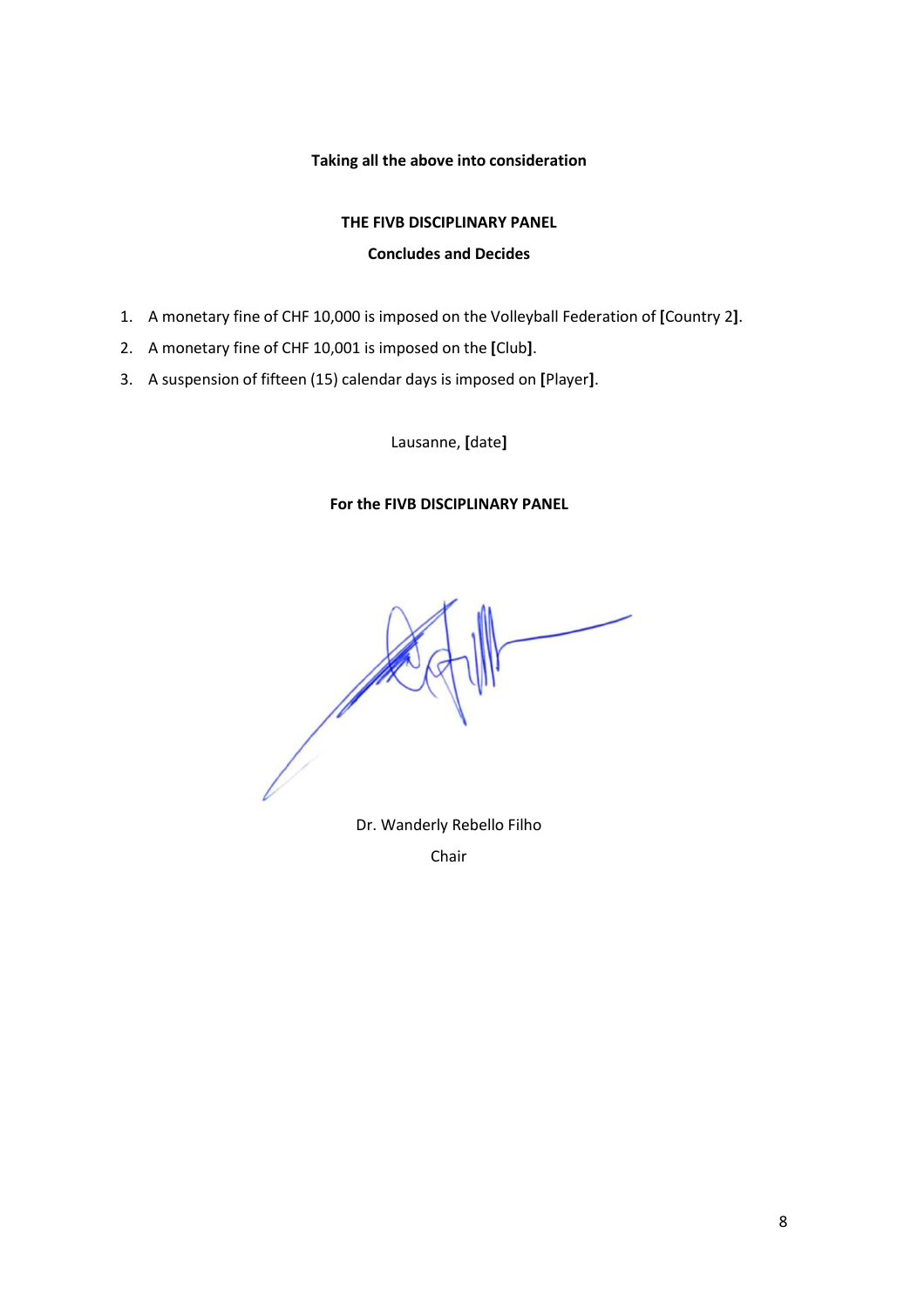**Taking all the above into consideration**

**THE FIVB DISCIPLINARY PANEL**

**Concludes and Decides**

1. A monetary fine of CHF 10,000 is imposed on the Volleyball Federation of **[**Country 2**]**.
2. A monetary fine of CHF 10,001 is imposed on the **[**Club**]**.
3. A suspension of fifteen (15) calendar days is imposed on [Player**]**.

Lausanne, **[**date**]**

**For the FIVB DISCIPLINARY PANEL**

Dr. Wanderly Rebello Filho

Chair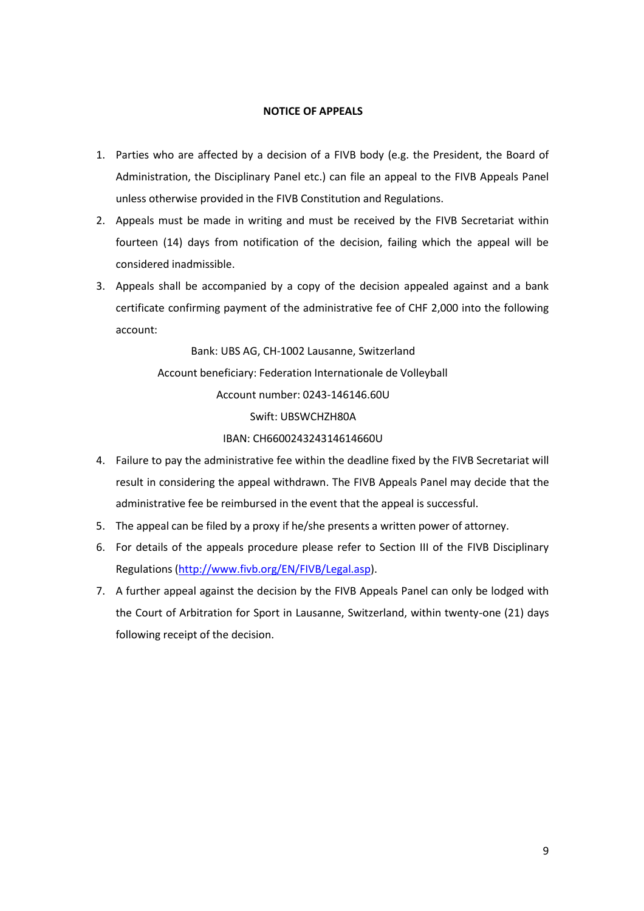**NOTICE OF APPEALS**

1. Parties who are affected by a decision of a FIVB body (e.g. the President, the Board of Administration, the Disciplinary Panel etc.) can file an appeal to the FIVB Appeals Panel unless otherwise provided in the FIVB Constitution and Regulations.
2. Appeals must be made in writing and must be received by the FIVB Secretariat within fourteen (14) days from notification of the decision, failing which the appeal will be considered inadmissible.
3. Appeals shall be accompanied by a copy of the decision appealed against and a bank certificate confirming payment of the administrative fee of CHF 2,000 into the following account:

   Bank: UBS AG, CH-1002 Lausanne, Switzerland

   Account beneficiary: Federation Internationale de Volleyball

   Account number: 0243-146146.60U

   Swift: UBSWCHZH80A

   IBAN: CH660024324314614660U

4. Failure to pay the administrative fee within the deadline fixed by the FIVB Secretariat will result in considering the appeal withdrawn. The FIVB Appeals Panel may decide that the administrative fee be reimbursed in the event that the appeal is successful.
5. The appeal can be filed by a proxy if he/she presents a written power of attorney.
6. For details of the appeals procedure please refer to Section III of the FIVB Disciplinary Regulations (http://www.fivb.org/EN/FIVB/Legal.asp).
7. A further appeal against the decision by the FIVB Appeals Panel can only be lodged with the Court of Arbitration for Sport in Lausanne, Switzerland, within twenty-one (21) days following receipt of the decision.